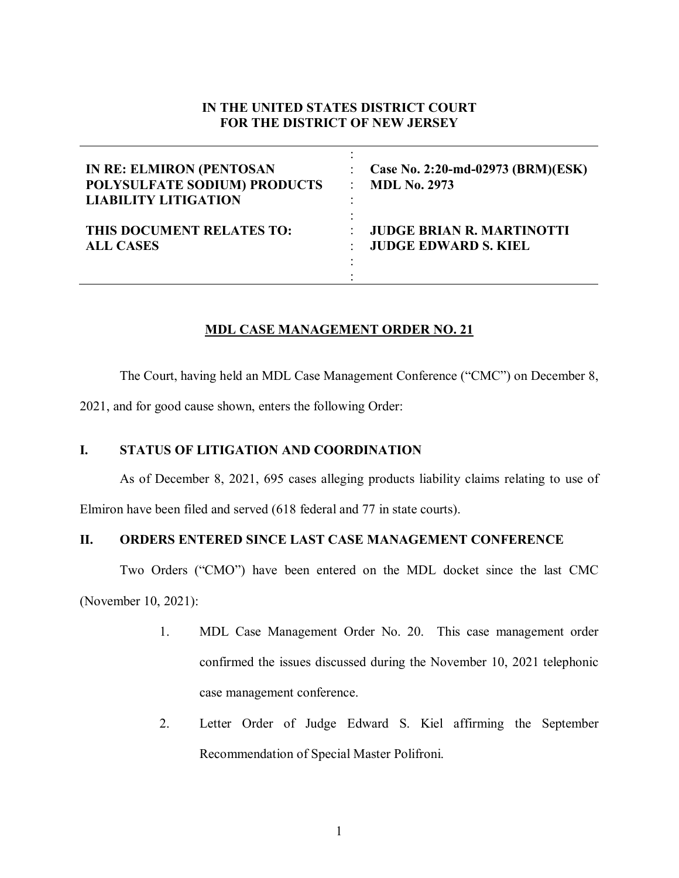**IN THE UNITED STATES DISTRICT COURT**
**FOR THE DISTRICT OF NEW JERSEY**

| | |
|---|---|
| **IN RE: ELMIRON (PENTOSAN POLYSULFATE SODIUM) PRODUCTS LIABILITY LITIGATION** | **Case No. 2:20-md-02973 (BRM)(ESK)** **MDL No. 2973** |
| **THIS DOCUMENT RELATES TO: ALL CASES** | **JUDGE BRIAN R. MARTINOTTI** **JUDGE EDWARD S. KIEL** |

**MDL CASE MANAGEMENT ORDER NO. 21**

The Court, having held an MDL Case Management Conference ("CMC") on December 8, 2021, and for good cause shown, enters the following Order:

## I. STATUS OF LITIGATION AND COORDINATION

As of December 8, 2021, 695 cases alleging products liability claims relating to use of Elmiron have been filed and served (618 federal and 77 in state courts).

## II. ORDERS ENTERED SINCE LAST CASE MANAGEMENT CONFERENCE

Two Orders ("CMO") have been entered on the MDL docket since the last CMC (November 10, 2021):

1. MDL Case Management Order No. 20. This case management order confirmed the issues discussed during the November 10, 2021 telephonic case management conference.
2. Letter Order of Judge Edward S. Kiel affirming the September Recommendation of Special Master Polifroni.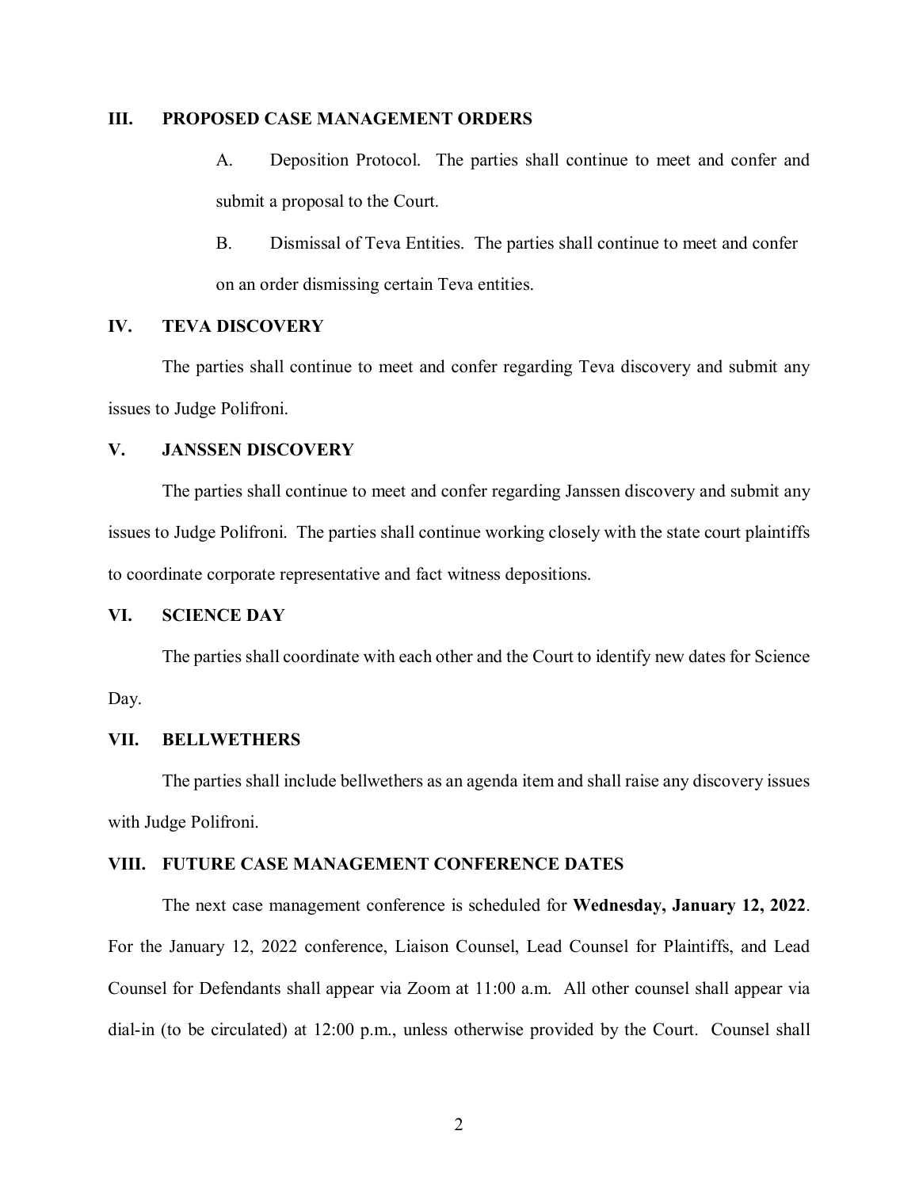## III. PROPOSED CASE MANAGEMENT ORDERS

A. Deposition Protocol. The parties shall continue to meet and confer and submit a proposal to the Court.

B. Dismissal of Teva Entities. The parties shall continue to meet and confer on an order dismissing certain Teva entities.

## IV. TEVA DISCOVERY

The parties shall continue to meet and confer regarding Teva discovery and submit any issues to Judge Polifroni.

## V. JANSSEN DISCOVERY

The parties shall continue to meet and confer regarding Janssen discovery and submit any issues to Judge Polifroni. The parties shall continue working closely with the state court plaintiffs to coordinate corporate representative and fact witness depositions.

## VI. SCIENCE DAY

The parties shall coordinate with each other and the Court to identify new dates for Science Day.

## VII. BELLWETHERS

The parties shall include bellwethers as an agenda item and shall raise any discovery issues with Judge Polifroni.

## VIII. FUTURE CASE MANAGEMENT CONFERENCE DATES

The next case management conference is scheduled for **Wednesday, January 12, 2022**. For the January 12, 2022 conference, Liaison Counsel, Lead Counsel for Plaintiffs, and Lead Counsel for Defendants shall appear via Zoom at 11:00 a.m. All other counsel shall appear via dial-in (to be circulated) at 12:00 p.m., unless otherwise provided by the Court. Counsel shall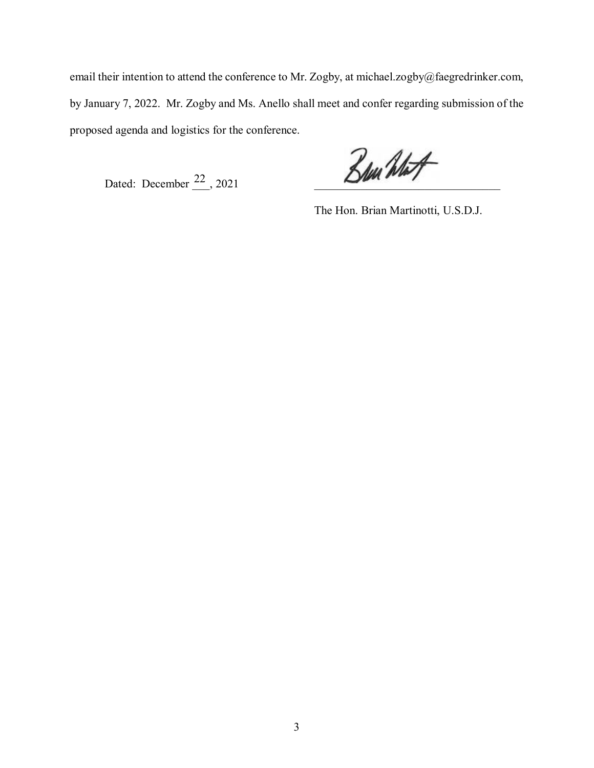email their intention to attend the conference to Mr. Zogby, at michael.zogby@faegredrinker.com, by January 7, 2022. Mr. Zogby and Ms. Anello shall meet and confer regarding submission of the proposed agenda and logistics for the conference.

Dated: December 22, 2021

The Hon. Brian Martinotti, U.S.D.J.